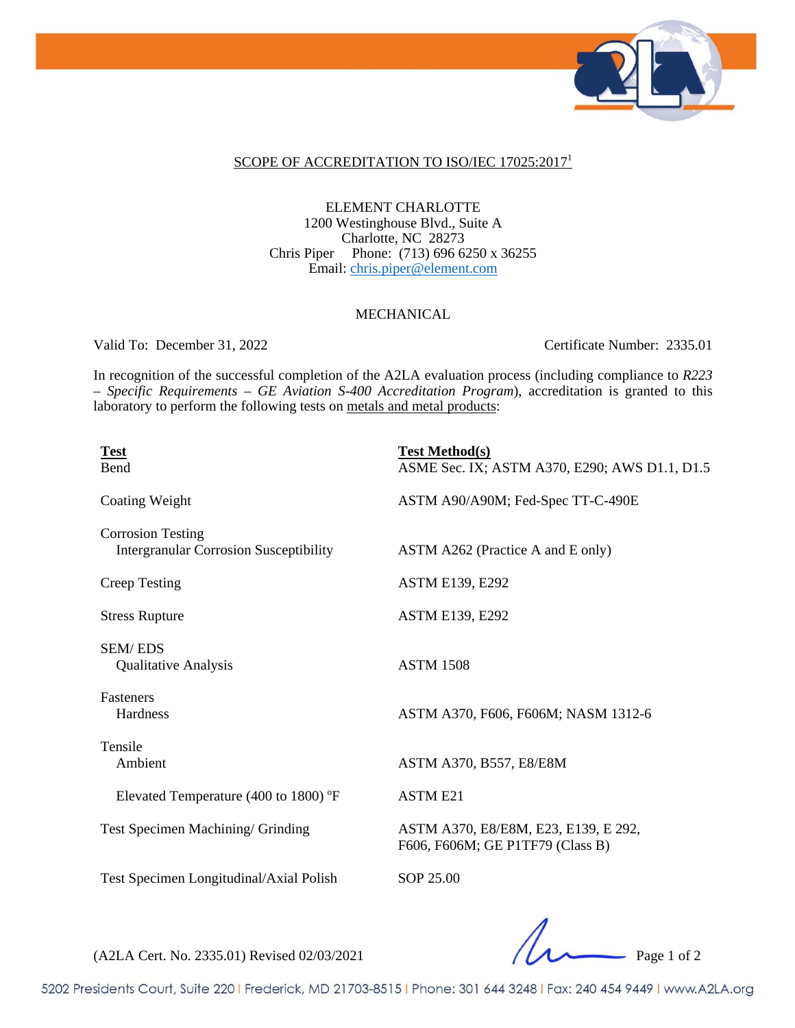## SCOPE OF ACCREDITATION TO ISO/IEC 17025:2017[1]

ELEMENT CHARLOTTE
1200 Westinghouse Blvd., Suite A
Charlotte, NC 28273
Chris Piper Phone: (713) 696 6250 x 36255
Email: chris.piper@element.com

MECHANICAL

Valid To: December 31, 2022 Certificate Number: 2335.01

In recognition of the successful completion of the A2LA evaluation process (including compliance to *R223 – Specific Requirements – GE Aviation S-400 Accreditation Program*), accreditation is granted to this laboratory to perform the following tests on metals and metal products:

| Test | Test Method(s) |
|---|---|
| Bend | ASME Sec. IX; ASTM A370, E290; AWS D1.1, D1.5 |
| Coating Weight | ASTM A90/A90M; Fed-Spec TT-C-490E |
| Corrosion Testing | |
| Intergranular Corrosion Susceptibility | ASTM A262 (Practice A and E only) |
| Creep Testing | ASTM E139, E292 |
| Stress Rupture | ASTM E139, E292 |
| SEM/ EDS | |
| Qualitative Analysis | ASTM 1508 |
| Fasteners | |
| Hardness | ASTM A370, F606, F606M; NASM 1312-6 |
| Tensile | |
| Ambient | ASTM A370, B557, E8/E8M |
| Elevated Temperature (400 to 1800) °F | ASTM E21 |
| Test Specimen Machining/ Grinding | ASTM A370, E8/E8M, E23, E139, E 292, F606, F606M; GE P1TF79 (Class B) |
| Test Specimen Longitudinal/Axial Polish | SOP 25.00 |

(A2LA Cert. No. 2335.01) Revised 02/03/2021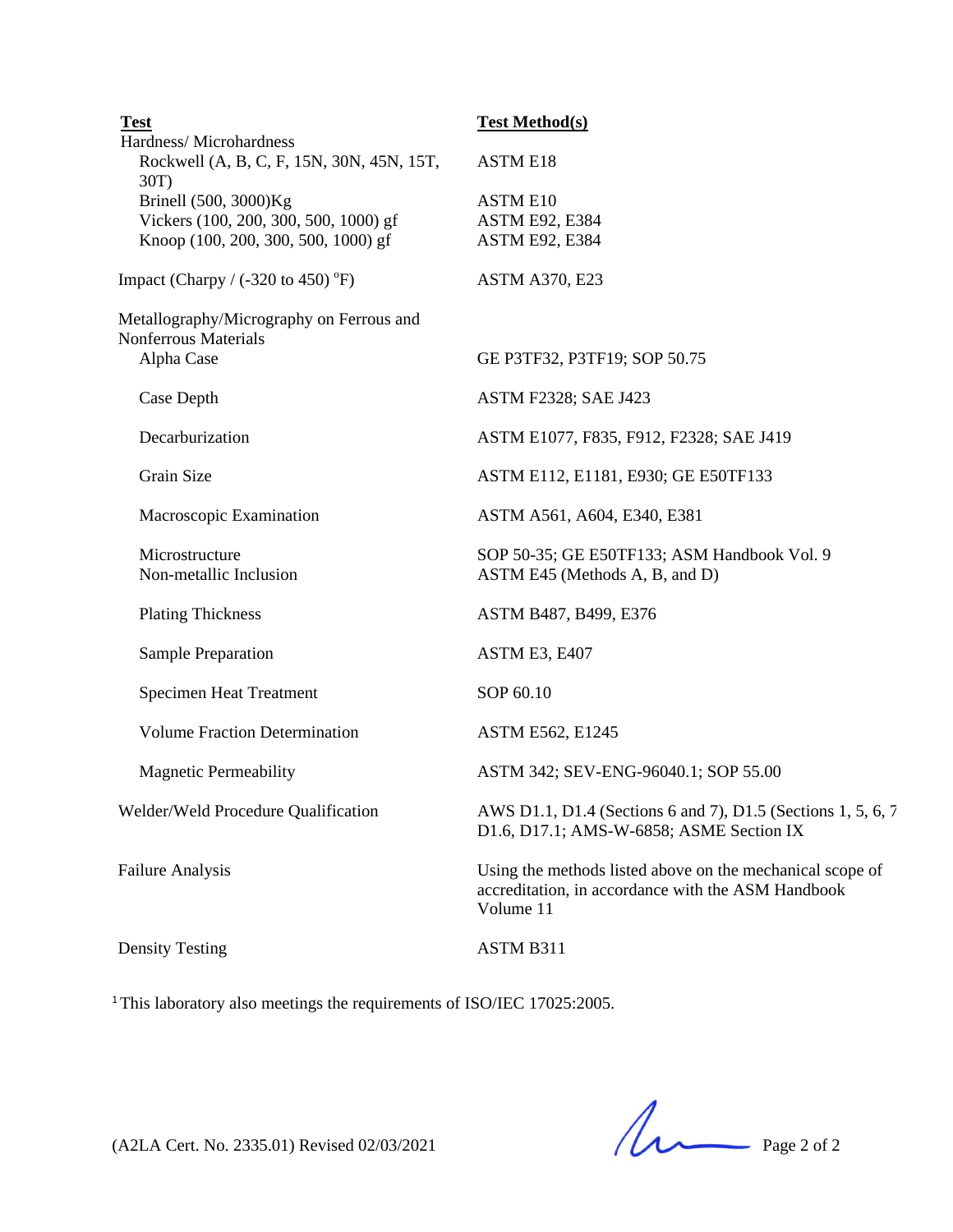| Test | Test Method(s) |
|---|---|
| Hardness/ Microhardness | |
| Rockwell (A, B, C, F, 15N, 30N, 45N, 15T, 30T) | ASTM E18 |
| Brinell (500, 3000)Kg | ASTM E10 |
| Vickers (100, 200, 300, 500, 1000) gf | ASTM E92, E384 |
| Knoop (100, 200, 300, 500, 1000) gf | ASTM E92, E384 |
| Impact (Charpy / (-320 to 450) $^{o}$F) | ASTM A370, E23 |
| Metallography/Micrography on Ferrous and Nonferrous Materials | |
| Alpha Case | GE P3TF32, P3TF19; SOP 50.75 |
| Case Depth | ASTM F2328; SAE J423 |
| Decarburization | ASTM E1077, F835, F912, F2328; SAE J419 |
| Grain Size | ASTM E112, E1181, E930; GE E50TF133 |
| Macroscopic Examination | ASTM A561, A604, E340, E381 |
| Microstructure | SOP 50-35; GE E50TF133; ASM Handbook Vol. 9 |
| Non-metallic Inclusion | ASTM E45 (Methods A, B, and D) |
| Plating Thickness | ASTM B487, B499, E376 |
| Sample Preparation | ASTM E3, E407 |
| Specimen Heat Treatment | SOP 60.10 |
| Volume Fraction Determination | ASTM E562, E1245 |
| Magnetic Permeability | ASTM 342; SEV-ENG-96040.1; SOP 55.00 |
| Welder/Weld Procedure Qualification | AWS D1.1, D1.4 (Sections 6 and 7), D1.5 (Sections 1, 5, 6, 7 D1.6, D17.1; AMS-W-6858; ASME Section IX |
| Failure Analysis | Using the methods listed above on the mechanical scope of accreditation, in accordance with the ASM Handbook Volume 11 |
| Density Testing | ASTM B311 |

[1] This laboratory also meetings the requirements of ISO/IEC 17025:2005.

(A2LA Cert. No. 2335.01) Revised 02/03/2021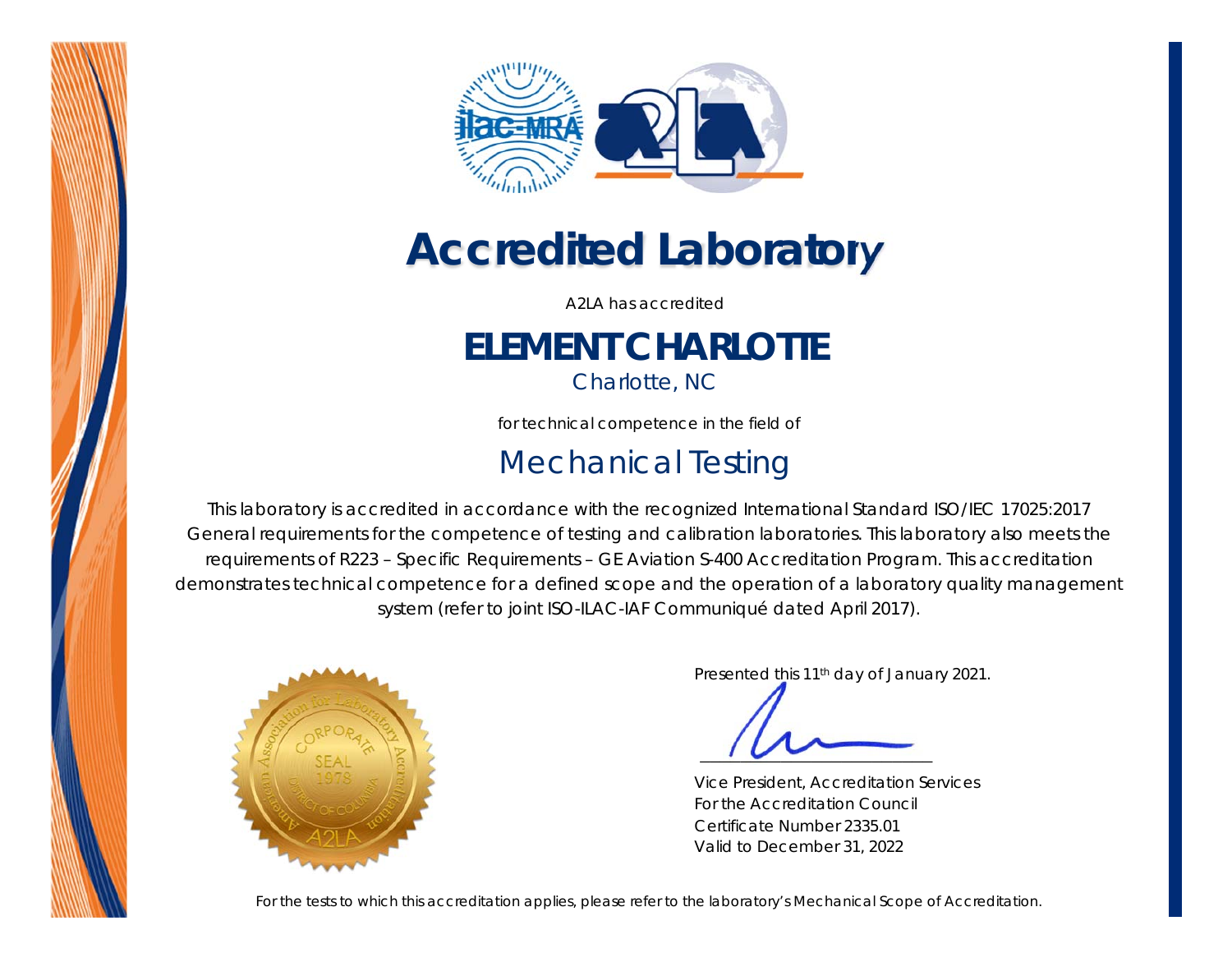# Accredited Laboratory

A2LA has accredited

## ELEMENT CHARLOTTE

Charlotte, NC

for technical competence in the field of

## Mechanical Testing

This laboratory is accredited in accordance with the recognized International Standard ISO/IEC 17025:2017 General requirements for the competence of testing and calibration laboratories. This laboratory also meets the requirements of R223 – Specific Requirements – GE Aviation S-400 Accreditation Program. This accreditation demonstrates technical competence for a defined scope and the operation of a laboratory quality management system (refer to joint ISO-ILAC-IAF Communiqué dated April 2017).

Presented this 11th day of January 2021.

Vice President, Accreditation Services
For the Accreditation Council
Certificate Number 2335.01
Valid to December 31, 2022

For the tests to which this accreditation applies, please refer to the laboratory's Mechanical Scope of Accreditation.